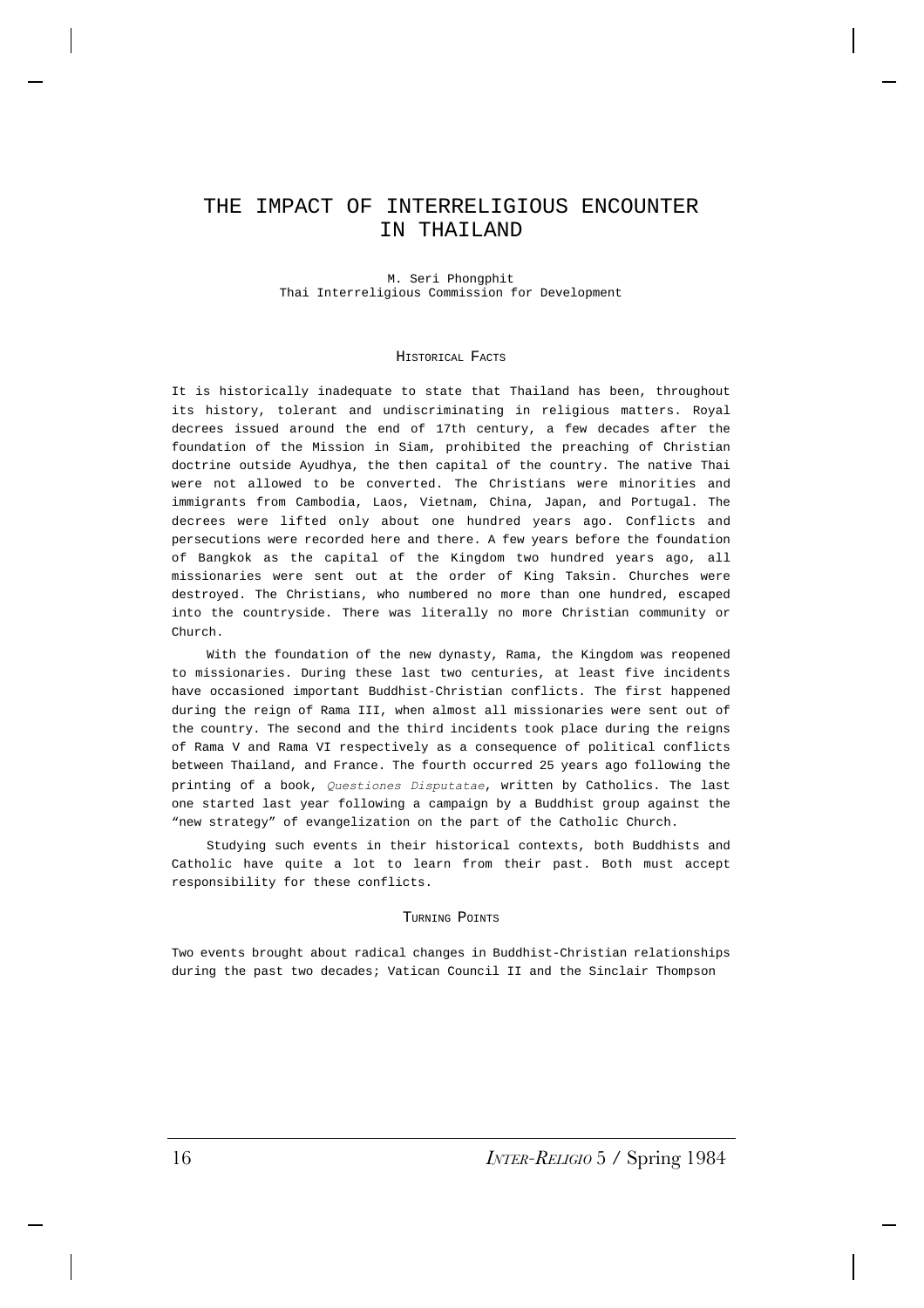# THE IMPACT OF INTERRELIGIOUS ENCOUNTER IN THAILAND

M. Seri Phongphit
Thai Interreligious Commission for Development

## HISTORICAL FACTS

It is historically inadequate to state that Thailand has been, throughout its history, tolerant and undiscriminating in religious matters. Royal decrees issued around the end of 17th century, a few decades after the foundation of the Mission in Siam, prohibited the preaching of Christian doctrine outside Ayudhya, the then capital of the country. The native Thai were not allowed to be converted. The Christians were minorities and immigrants from Cambodia, Laos, Vietnam, China, Japan, and Portugal. The decrees were lifted only about one hundred years ago. Conflicts and persecutions were recorded here and there. A few years before the foundation of Bangkok as the capital of the Kingdom two hundred years ago, all missionaries were sent out at the order of King Taksin. Churches were destroyed. The Christians, who numbered no more than one hundred, escaped into the countryside. There was literally no more Christian community or Church.

With the foundation of the new dynasty, Rama, the Kingdom was reopened to missionaries. During these last two centuries, at least five incidents have occasioned important Buddhist-Christian conflicts. The first happened during the reign of Rama III, when almost all missionaries were sent out of the country. The second and the third incidents took place during the reigns of Rama V and Rama VI respectively as a consequence of political conflicts between Thailand, and France. The fourth occurred 25 years ago following the printing of a book, *Questiones Disputatae*, written by Catholics. The last one started last year following a campaign by a Buddhist group against the "new strategy" of evangelization on the part of the Catholic Church.

Studying such events in their historical contexts, both Buddhists and Catholic have quite a lot to learn from their past. Both must accept responsibility for these conflicts.

## TURNING POINTS

Two events brought about radical changes in Buddhist-Christian relationships during the past two decades; Vatican Council II and the Sinclair Thompson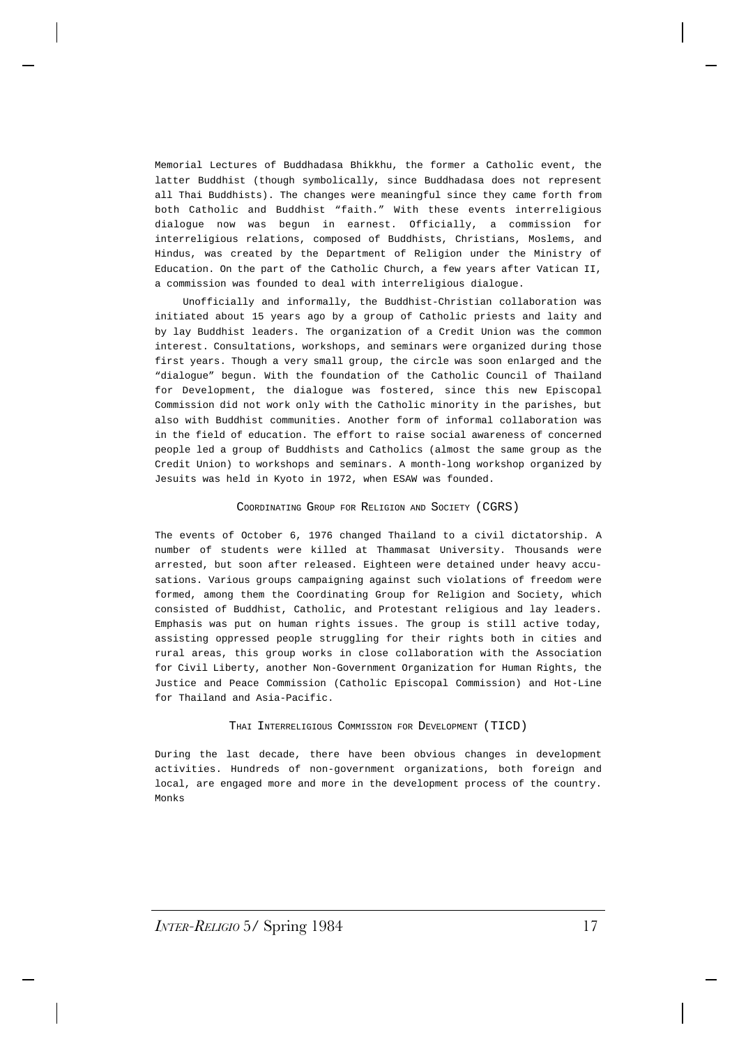Memorial Lectures of Buddhadasa Bhikkhu, the former a Catholic event, the latter Buddhist (though symbolically, since Buddhadasa does not represent all Thai Buddhists). The changes were meaningful since they came forth from both Catholic and Buddhist "faith." With these events interreligious dialogue now was begun in earnest. Officially, a commission for interreligious relations, composed of Buddhists, Christians, Moslems, and Hindus, was created by the Department of Religion under the Ministry of Education. On the part of the Catholic Church, a few years after Vatican II, a commission was founded to deal with interreligious dialogue.

Unofficially and informally, the Buddhist-Christian collaboration was initiated about 15 years ago by a group of Catholic priests and laity and by lay Buddhist leaders. The organization of a Credit Union was the common interest. Consultations, workshops, and seminars were organized during those first years. Though a very small group, the circle was soon enlarged and the "dialogue" begun. With the foundation of the Catholic Council of Thailand for Development, the dialogue was fostered, since this new Episcopal Commission did not work only with the Catholic minority in the parishes, but also with Buddhist communities. Another form of informal collaboration was in the field of education. The effort to raise social awareness of concerned people led a group of Buddhists and Catholics (almost the same group as the Credit Union) to workshops and seminars. A month-long workshop organized by Jesuits was held in Kyoto in 1972, when ESAW was founded.

### Coordinating Group for Religion and Society (CGRS)

The events of October 6, 1976 changed Thailand to a civil dictatorship. A number of students were killed at Thammasat University. Thousands were arrested, but soon after released. Eighteen were detained under heavy accusations. Various groups campaigning against such violations of freedom were formed, among them the Coordinating Group for Religion and Society, which consisted of Buddhist, Catholic, and Protestant religious and lay leaders. Emphasis was put on human rights issues. The group is still active today, assisting oppressed people struggling for their rights both in cities and rural areas, this group works in close collaboration with the Association for Civil Liberty, another Non-Government Organization for Human Rights, the Justice and Peace Commission (Catholic Episcopal Commission) and Hot-Line for Thailand and Asia-Pacific.

### Thai Interreligious Commission for Development (TICD)

During the last decade, there have been obvious changes in development activities. Hundreds of non-government organizations, both foreign and local, are engaged more and more in the development process of the country. Monks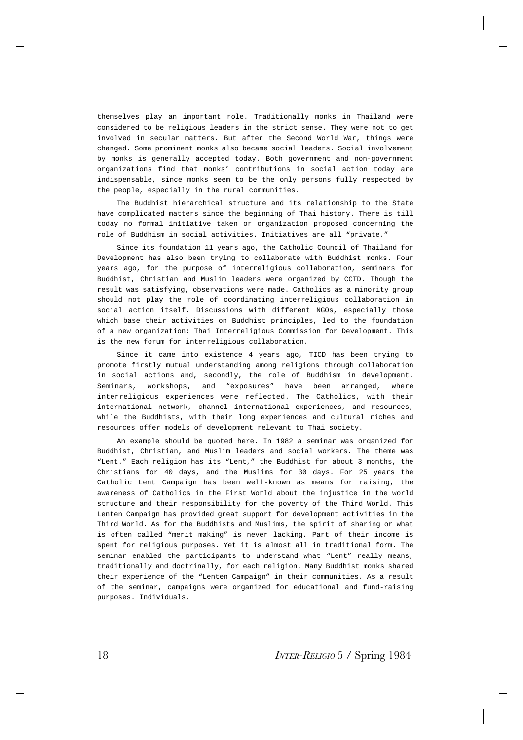themselves play an important role. Traditionally monks in Thailand were considered to be religious leaders in the strict sense. They were not to get involved in secular matters. But after the Second World War, things were changed. Some prominent monks also became social leaders. Social involvement by monks is generally accepted today. Both government and non-government organizations find that monks' contributions in social action today are indispensable, since monks seem to be the only persons fully respected by the people, especially in the rural communities.

The Buddhist hierarchical structure and its relationship to the State have complicated matters since the beginning of Thai history. There is till today no formal initiative taken or organization proposed concerning the role of Buddhism in social activities. Initiatives are all "private."

Since its foundation 11 years ago, the Catholic Council of Thailand for Development has also been trying to collaborate with Buddhist monks. Four years ago, for the purpose of interreligious collaboration, seminars for Buddhist, Christian and Muslim leaders were organized by CCTD. Though the result was satisfying, observations were made. Catholics as a minority group should not play the role of coordinating interreligious collaboration in social action itself. Discussions with different NGOs, especially those which base their activities on Buddhist principles, led to the foundation of a new organization: Thai Interreligious Commission for Development. This is the new forum for interreligious collaboration.

Since it came into existence 4 years ago, TICD has been trying to promote firstly mutual understanding among religions through collaboration in social actions and, secondly, the role of Buddhism in development. Seminars, workshops, and "exposures" have been arranged, where interreligious experiences were reflected. The Catholics, with their international network, channel international experiences, and resources, while the Buddhists, with their long experiences and cultural riches and resources offer models of development relevant to Thai society.

An example should be quoted here. In 1982 a seminar was organized for Buddhist, Christian, and Muslim leaders and social workers. The theme was "Lent." Each religion has its "Lent," the Buddhist for about 3 months, the Christians for 40 days, and the Muslims for 30 days. For 25 years the Catholic Lent Campaign has been well-known as means for raising, the awareness of Catholics in the First World about the injustice in the world structure and their responsibility for the poverty of the Third World. This Lenten Campaign has provided great support for development activities in the Third World. As for the Buddhists and Muslims, the spirit of sharing or what is often called "merit making" is never lacking. Part of their income is spent for religious purposes. Yet it is almost all in traditional form. The seminar enabled the participants to understand what "Lent" really means, traditionally and doctrinally, for each religion. Many Buddhist monks shared their experience of the "Lenten Campaign" in their communities. As a result of the seminar, campaigns were organized for educational and fund-raising purposes. Individuals,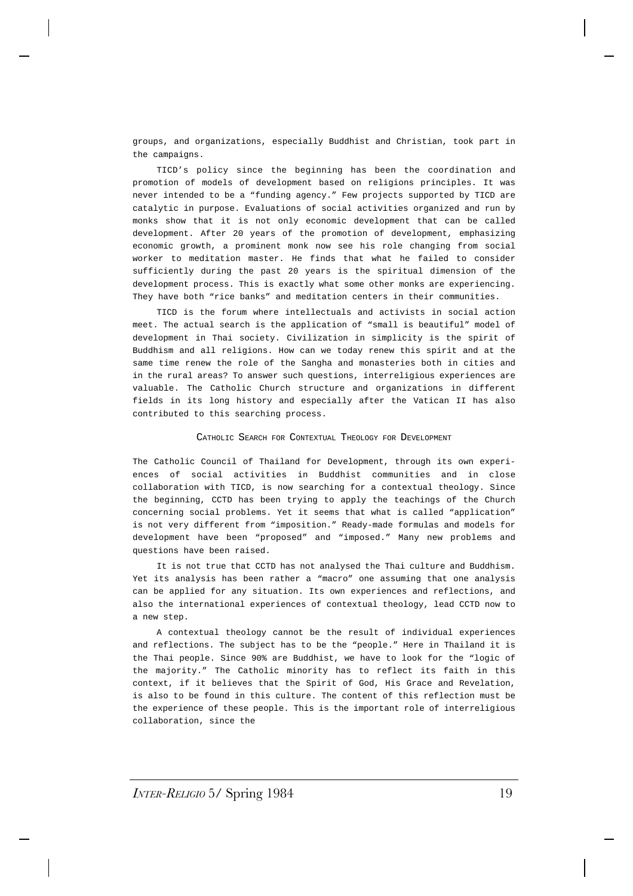groups, and organizations, especially Buddhist and Christian, took part in the campaigns.

TICD's policy since the beginning has been the coordination and promotion of models of development based on religions principles. It was never intended to be a "funding agency." Few projects supported by TICD are catalytic in purpose. Evaluations of social activities organized and run by monks show that it is not only economic development that can be called development. After 20 years of the promotion of development, emphasizing economic growth, a prominent monk now see his role changing from social worker to meditation master. He finds that what he failed to consider sufficiently during the past 20 years is the spiritual dimension of the development process. This is exactly what some other monks are experiencing. They have both "rice banks" and meditation centers in their communities.

TICD is the forum where intellectuals and activists in social action meet. The actual search is the application of "small is beautiful" model of development in Thai society. Civilization in simplicity is the spirit of Buddhism and all religions. How can we today renew this spirit and at the same time renew the role of the Sangha and monasteries both in cities and in the rural areas? To answer such questions, interreligious experiences are valuable. The Catholic Church structure and organizations in different fields in its long history and especially after the Vatican II has also contributed to this searching process.

## Catholic Search for Contextual Theology for Development

The Catholic Council of Thailand for Development, through its own experiences of social activities in Buddhist communities and in close collaboration with TICD, is now searching for a contextual theology. Since the beginning, CCTD has been trying to apply the teachings of the Church concerning social problems. Yet it seems that what is called "application" is not very different from "imposition." Ready-made formulas and models for development have been "proposed" and "imposed." Many new problems and questions have been raised.

It is not true that CCTD has not analysed the Thai culture and Buddhism. Yet its analysis has been rather a "macro" one assuming that one analysis can be applied for any situation. Its own experiences and reflections, and also the international experiences of contextual theology, lead CCTD now to a new step.

A contextual theology cannot be the result of individual experiences and reflections. The subject has to be the "people." Here in Thailand it is the Thai people. Since 90% are Buddhist, we have to look for the "logic of the majority." The Catholic minority has to reflect its faith in this context, if it believes that the Spirit of God, His Grace and Revelation, is also to be found in this culture. The content of this reflection must be the experience of these people. This is the important role of interreligious collaboration, since the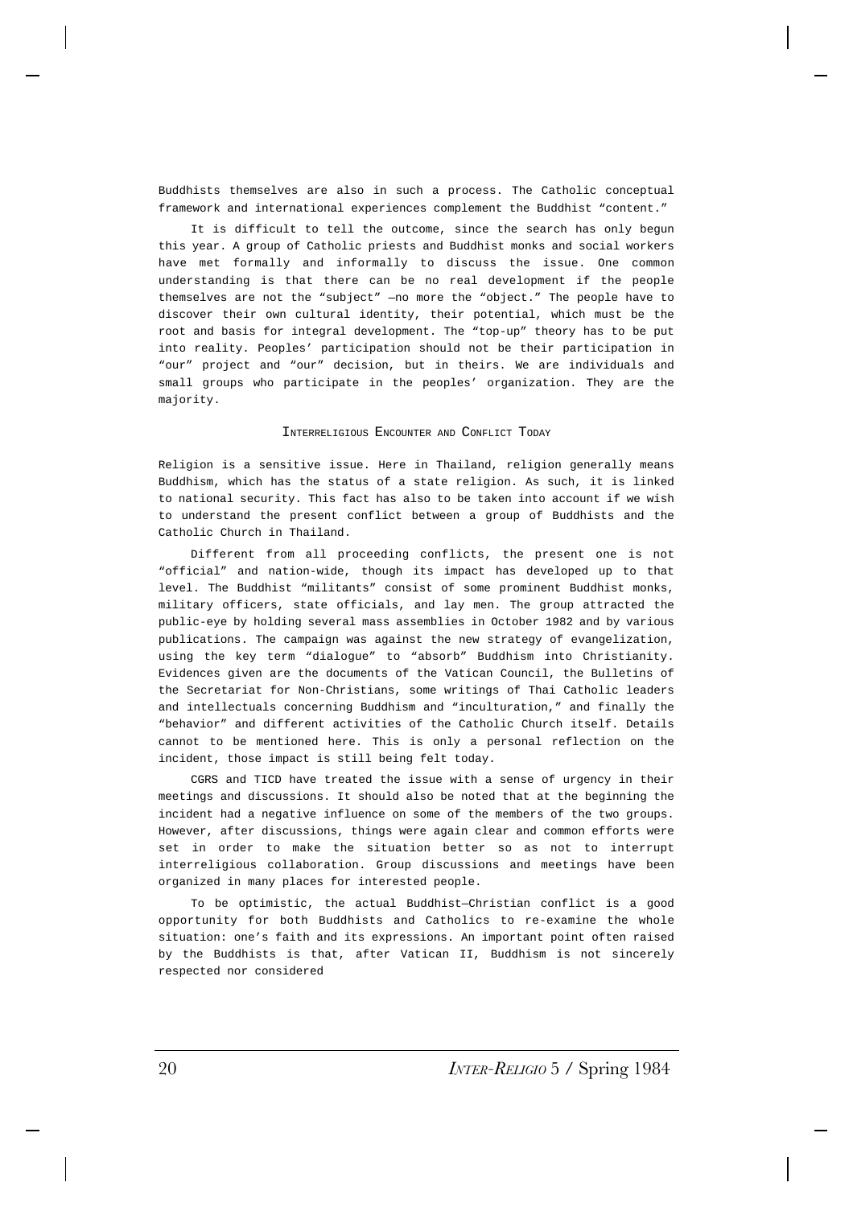Buddhists themselves are also in such a process. The Catholic conceptual framework and international experiences complement the Buddhist "content."

It is difficult to tell the outcome, since the search has only begun this year. A group of Catholic priests and Buddhist monks and social workers have met formally and informally to discuss the issue. One common understanding is that there can be no real development if the people themselves are not the "subject" —no more the "object." The people have to discover their own cultural identity, their potential, which must be the root and basis for integral development. The "top-up" theory has to be put into reality. Peoples' participation should not be their participation in "our" project and "our" decision, but in theirs. We are individuals and small groups who participate in the peoples' organization. They are the majority.

## Interreligious Encounter and Conflict Today

Religion is a sensitive issue. Here in Thailand, religion generally means Buddhism, which has the status of a state religion. As such, it is linked to national security. This fact has also to be taken into account if we wish to understand the present conflict between a group of Buddhists and the Catholic Church in Thailand.

Different from all proceeding conflicts, the present one is not "official" and nation-wide, though its impact has developed up to that level. The Buddhist "militants" consist of some prominent Buddhist monks, military officers, state officials, and lay men. The group attracted the public-eye by holding several mass assemblies in October 1982 and by various publications. The campaign was against the new strategy of evangelization, using the key term "dialogue" to "absorb" Buddhism into Christianity. Evidences given are the documents of the Vatican Council, the Bulletins of the Secretariat for Non-Christians, some writings of Thai Catholic leaders and intellectuals concerning Buddhism and "inculturation," and finally the "behavior" and different activities of the Catholic Church itself. Details cannot to be mentioned here. This is only a personal reflection on the incident, those impact is still being felt today.

CGRS and TICD have treated the issue with a sense of urgency in their meetings and discussions. It should also be noted that at the beginning the incident had a negative influence on some of the members of the two groups. However, after discussions, things were again clear and common efforts were set in order to make the situation better so as not to interrupt interreligious collaboration. Group discussions and meetings have been organized in many places for interested people.

To be optimistic, the actual Buddhist–Christian conflict is a good opportunity for both Buddhists and Catholics to re-examine the whole situation: one's faith and its expressions. An important point often raised by the Buddhists is that, after Vatican II, Buddhism is not sincerely respected nor considered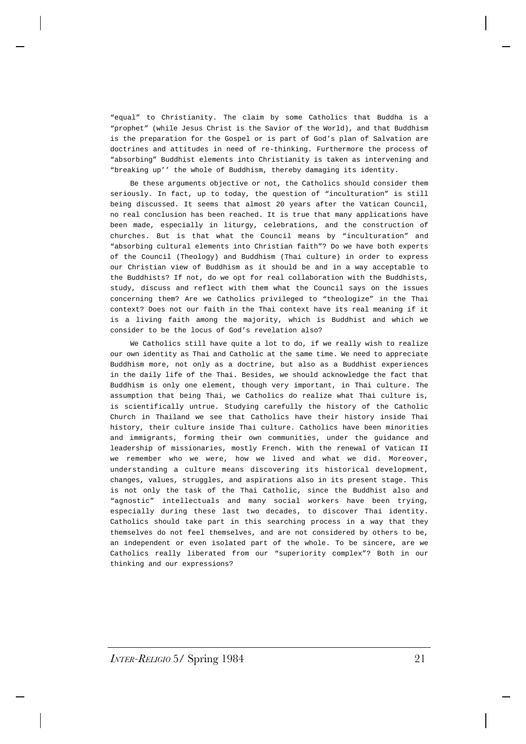"equal" to Christianity. The claim by some Catholics that Buddha is a "prophet" (while Jesus Christ is the Savior of the World), and that Buddhism is the preparation for the Gospel or is part of God's plan of Salvation are doctrines and attitudes in need of re-thinking. Furthermore the process of "absorbing" Buddhist elements into Christianity is taken as intervening and "breaking up'' the whole of Buddhism, thereby damaging its identity.

Be these arguments objective or not, the Catholics should consider them seriously. In fact, up to today, the question of "inculturation" is still being discussed. It seems that almost 20 years after the Vatican Council, no real conclusion has been reached. It is true that many applications have been made, especially in liturgy, celebrations, and the construction of churches. But is that what the Council means by "inculturation" and "absorbing cultural elements into Christian faith"? Do we have both experts of the Council (Theology) and Buddhism (Thai culture) in order to express our Christian view of Buddhism as it should be and in a way acceptable to the Buddhists? If not, do we opt for real collaboration with the Buddhists, study, discuss and reflect with them what the Council says on the issues concerning them? Are we Catholics privileged to "theologize" in the Thai context? Does not our faith in the Thai context have its real meaning if it is a living faith among the majority, which is Buddhist and which we consider to be the locus of God's revelation also?

We Catholics still have quite a lot to do, if we really wish to realize our own identity as Thai and Catholic at the same time. We need to appreciate Buddhism more, not only as a doctrine, but also as a Buddhist experiences in the daily life of the Thai. Besides, we should acknowledge the fact that Buddhism is only one element, though very important, in Thai culture. The assumption that being Thai, we Catholics do realize what Thai culture is, is scientifically untrue. Studying carefully the history of the Catholic Church in Thailand we see that Catholics have their history inside Thai history, their culture inside Thai culture. Catholics have been minorities and immigrants, forming their own communities, under the guidance and leadership of missionaries, mostly French. With the renewal of Vatican II we remember who we were, how we lived and what we did. Moreover, understanding a culture means discovering its historical development, changes, values, struggles, and aspirations also in its present stage. This is not only the task of the Thai Catholic, since the Buddhist also and "agnostic" intellectuals and many social workers have been trying, especially during these last two decades, to discover Thai identity. Catholics should take part in this searching process in a way that they themselves do not feel themselves, and are not considered by others to be, an independent or even isolated part of the whole. To be sincere, are we Catholics really liberated from our "superiority complex"? Both in our thinking and our expressions?